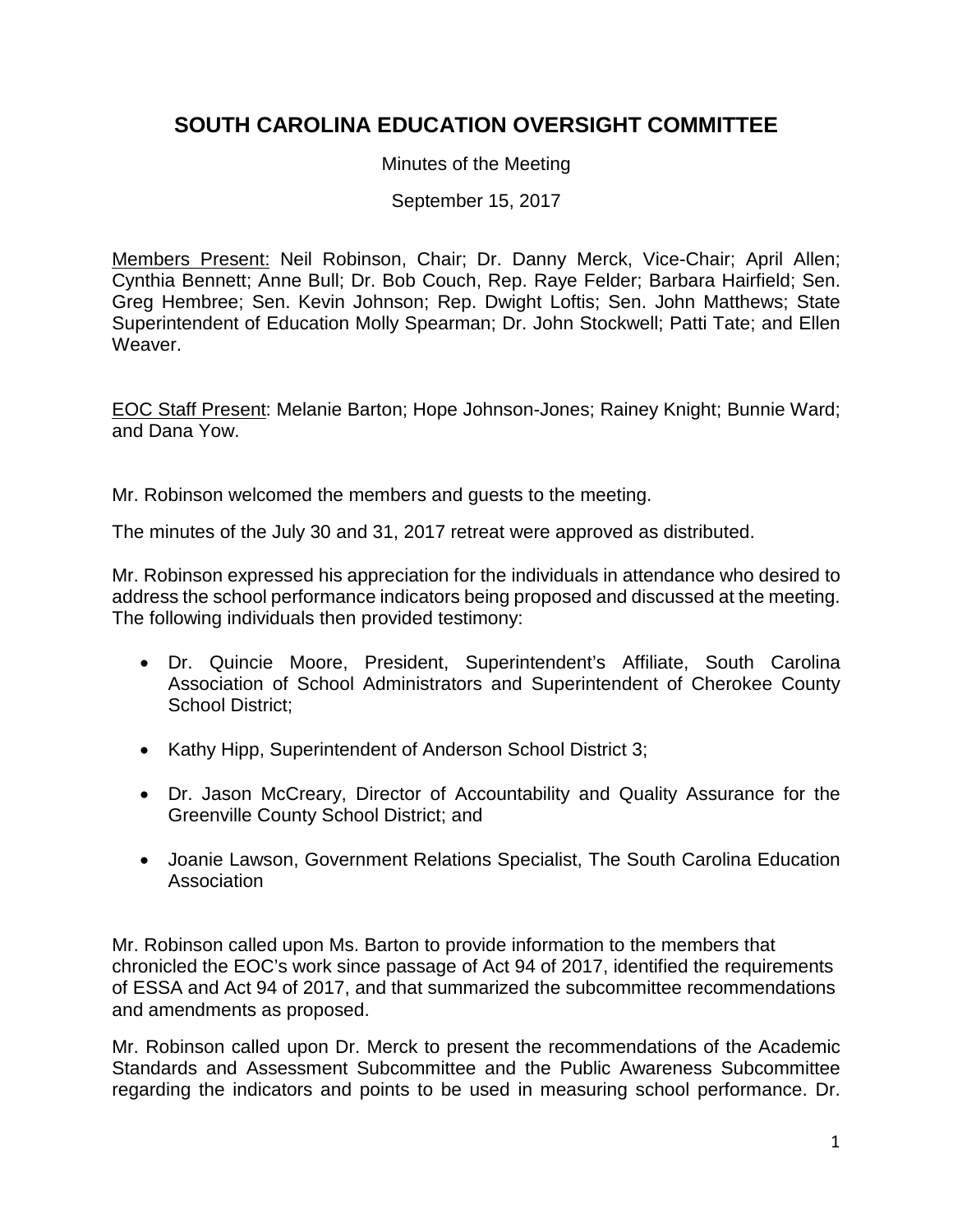# SOUTH CAROLINA EDUCATION OVERSIGHT COMMITTEE

Minutes of the Meeting

September 15, 2017

Members Present: Neil Robinson, Chair; Dr. Danny Merck, Vice-Chair; April Allen; Cynthia Bennett; Anne Bull; Dr. Bob Couch, Rep. Raye Felder; Barbara Hairfield; Sen. Greg Hembree; Sen. Kevin Johnson; Rep. Dwight Loftis; Sen. John Matthews; State Superintendent of Education Molly Spearman; Dr. John Stockwell; Patti Tate; and Ellen Weaver.

EOC Staff Present: Melanie Barton; Hope Johnson-Jones; Rainey Knight; Bunnie Ward; and Dana Yow.

Mr. Robinson welcomed the members and guests to the meeting.

The minutes of the July 30 and 31, 2017 retreat were approved as distributed.

Mr. Robinson expressed his appreciation for the individuals in attendance who desired to address the school performance indicators being proposed and discussed at the meeting. The following individuals then provided testimony:

- Dr. Quincie Moore, President, Superintendent's Affiliate, South Carolina Association of School Administrators and Superintendent of Cherokee County School District;
- Kathy Hipp, Superintendent of Anderson School District 3;
- Dr. Jason McCreary, Director of Accountability and Quality Assurance for the Greenville County School District; and
- Joanie Lawson, Government Relations Specialist, The South Carolina Education Association

Mr. Robinson called upon Ms. Barton to provide information to the members that chronicled the EOC's work since passage of Act 94 of 2017, identified the requirements of ESSA and Act 94 of 2017, and that summarized the subcommittee recommendations and amendments as proposed.

Mr. Robinson called upon Dr. Merck to present the recommendations of the Academic Standards and Assessment Subcommittee and the Public Awareness Subcommittee regarding the indicators and points to be used in measuring school performance. Dr.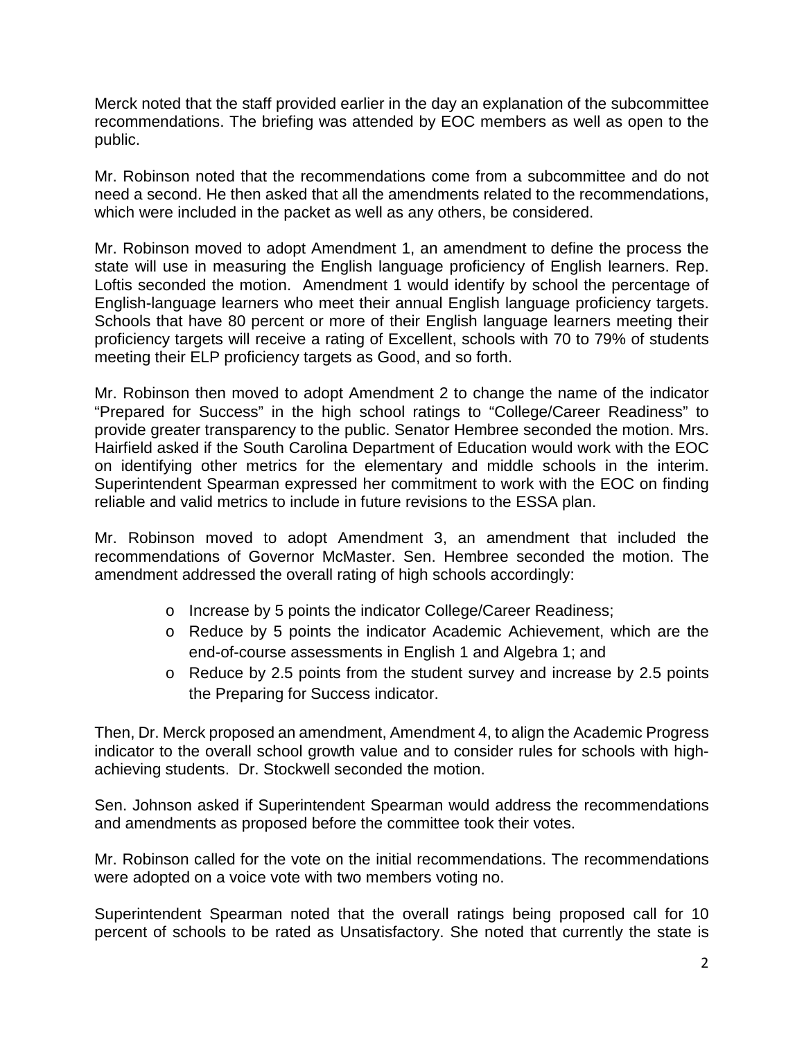Merck noted that the staff provided earlier in the day an explanation of the subcommittee recommendations. The briefing was attended by EOC members as well as open to the public.

Mr. Robinson noted that the recommendations come from a subcommittee and do not need a second. He then asked that all the amendments related to the recommendations, which were included in the packet as well as any others, be considered.

Mr. Robinson moved to adopt Amendment 1, an amendment to define the process the state will use in measuring the English language proficiency of English learners. Rep. Loftis seconded the motion. Amendment 1 would identify by school the percentage of English-language learners who meet their annual English language proficiency targets. Schools that have 80 percent or more of their English language learners meeting their proficiency targets will receive a rating of Excellent, schools with 70 to 79% of students meeting their ELP proficiency targets as Good, and so forth.

Mr. Robinson then moved to adopt Amendment 2 to change the name of the indicator "Prepared for Success" in the high school ratings to "College/Career Readiness" to provide greater transparency to the public. Senator Hembree seconded the motion. Mrs. Hairfield asked if the South Carolina Department of Education would work with the EOC on identifying other metrics for the elementary and middle schools in the interim. Superintendent Spearman expressed her commitment to work with the EOC on finding reliable and valid metrics to include in future revisions to the ESSA plan.

Mr. Robinson moved to adopt Amendment 3, an amendment that included the recommendations of Governor McMaster. Sen. Hembree seconded the motion. The amendment addressed the overall rating of high schools accordingly:

- Increase by 5 points the indicator College/Career Readiness;
- Reduce by 5 points the indicator Academic Achievement, which are the end-of-course assessments in English 1 and Algebra 1; and
- Reduce by 2.5 points from the student survey and increase by 2.5 points the Preparing for Success indicator.

Then, Dr. Merck proposed an amendment, Amendment 4, to align the Academic Progress indicator to the overall school growth value and to consider rules for schools with high-achieving students. Dr. Stockwell seconded the motion.

Sen. Johnson asked if Superintendent Spearman would address the recommendations and amendments as proposed before the committee took their votes.

Mr. Robinson called for the vote on the initial recommendations. The recommendations were adopted on a voice vote with two members voting no.

Superintendent Spearman noted that the overall ratings being proposed call for 10 percent of schools to be rated as Unsatisfactory. She noted that currently the state is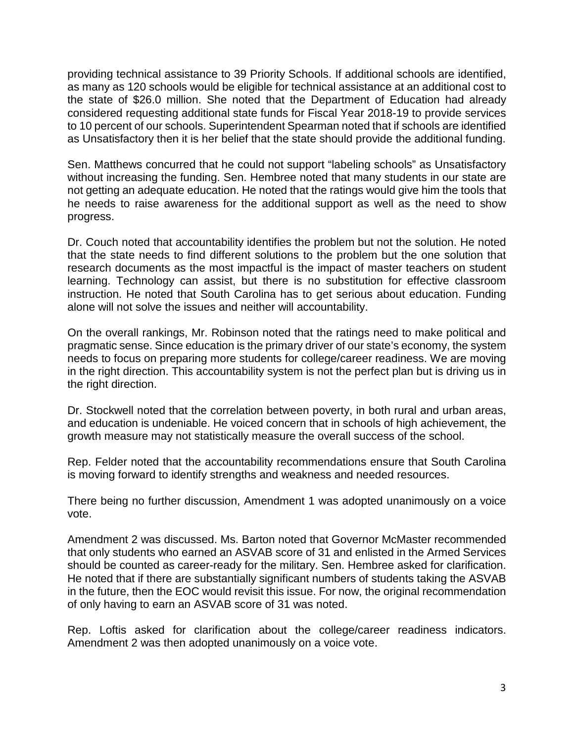providing technical assistance to 39 Priority Schools. If additional schools are identified, as many as 120 schools would be eligible for technical assistance at an additional cost to the state of $26.0 million. She noted that the Department of Education had already considered requesting additional state funds for Fiscal Year 2018-19 to provide services to 10 percent of our schools. Superintendent Spearman noted that if schools are identified as Unsatisfactory then it is her belief that the state should provide the additional funding.

Sen. Matthews concurred that he could not support "labeling schools" as Unsatisfactory without increasing the funding. Sen. Hembree noted that many students in our state are not getting an adequate education. He noted that the ratings would give him the tools that he needs to raise awareness for the additional support as well as the need to show progress.

Dr. Couch noted that accountability identifies the problem but not the solution. He noted that the state needs to find different solutions to the problem but the one solution that research documents as the most impactful is the impact of master teachers on student learning. Technology can assist, but there is no substitution for effective classroom instruction. He noted that South Carolina has to get serious about education. Funding alone will not solve the issues and neither will accountability.

On the overall rankings, Mr. Robinson noted that the ratings need to make political and pragmatic sense. Since education is the primary driver of our state's economy, the system needs to focus on preparing more students for college/career readiness. We are moving in the right direction. This accountability system is not the perfect plan but is driving us in the right direction.

Dr. Stockwell noted that the correlation between poverty, in both rural and urban areas, and education is undeniable. He voiced concern that in schools of high achievement, the growth measure may not statistically measure the overall success of the school.

Rep. Felder noted that the accountability recommendations ensure that South Carolina is moving forward to identify strengths and weakness and needed resources.

There being no further discussion, Amendment 1 was adopted unanimously on a voice vote.

Amendment 2 was discussed. Ms. Barton noted that Governor McMaster recommended that only students who earned an ASVAB score of 31 and enlisted in the Armed Services should be counted as career-ready for the military. Sen. Hembree asked for clarification. He noted that if there are substantially significant numbers of students taking the ASVAB in the future, then the EOC would revisit this issue. For now, the original recommendation of only having to earn an ASVAB score of 31 was noted.

Rep. Loftis asked for clarification about the college/career readiness indicators. Amendment 2 was then adopted unanimously on a voice vote.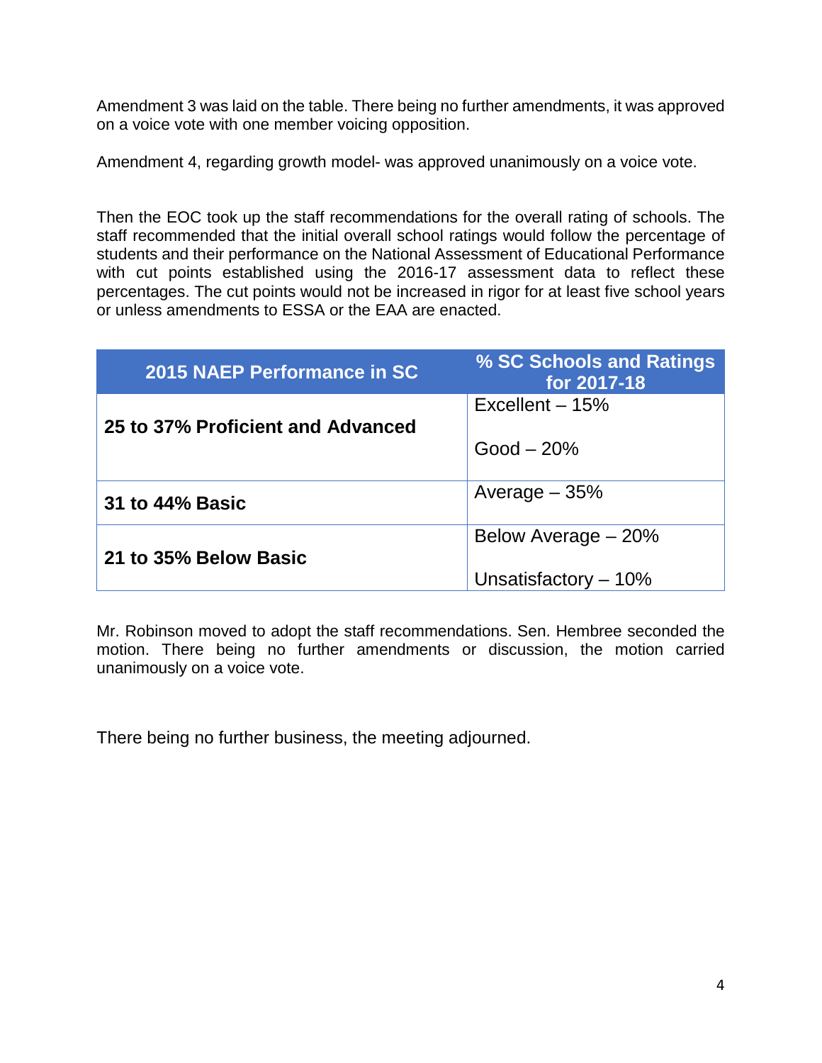Amendment 3 was laid on the table. There being no further amendments, it was approved on a voice vote with one member voicing opposition.

Amendment 4, regarding growth model- was approved unanimously on a voice vote.

Then the EOC took up the staff recommendations for the overall rating of schools. The staff recommended that the initial overall school ratings would follow the percentage of students and their performance on the National Assessment of Educational Performance with cut points established using the 2016-17 assessment data to reflect these percentages. The cut points would not be increased in rigor for at least five school years or unless amendments to ESSA or the EAA are enacted.

| 2015 NAEP Performance in SC | % SC Schools and Ratings for 2017-18 |
|---|---|
| **25 to 37% Proficient and Advanced** | Excellent – 15%<br><br>Good – 20% |
| **31 to 44% Basic** | Average – 35% |
| **21 to 35% Below Basic** | Below Average – 20%<br><br>Unsatisfactory – 10% |

Mr. Robinson moved to adopt the staff recommendations. Sen. Hembree seconded the motion. There being no further amendments or discussion, the motion carried unanimously on a voice vote.

There being no further business, the meeting adjourned.